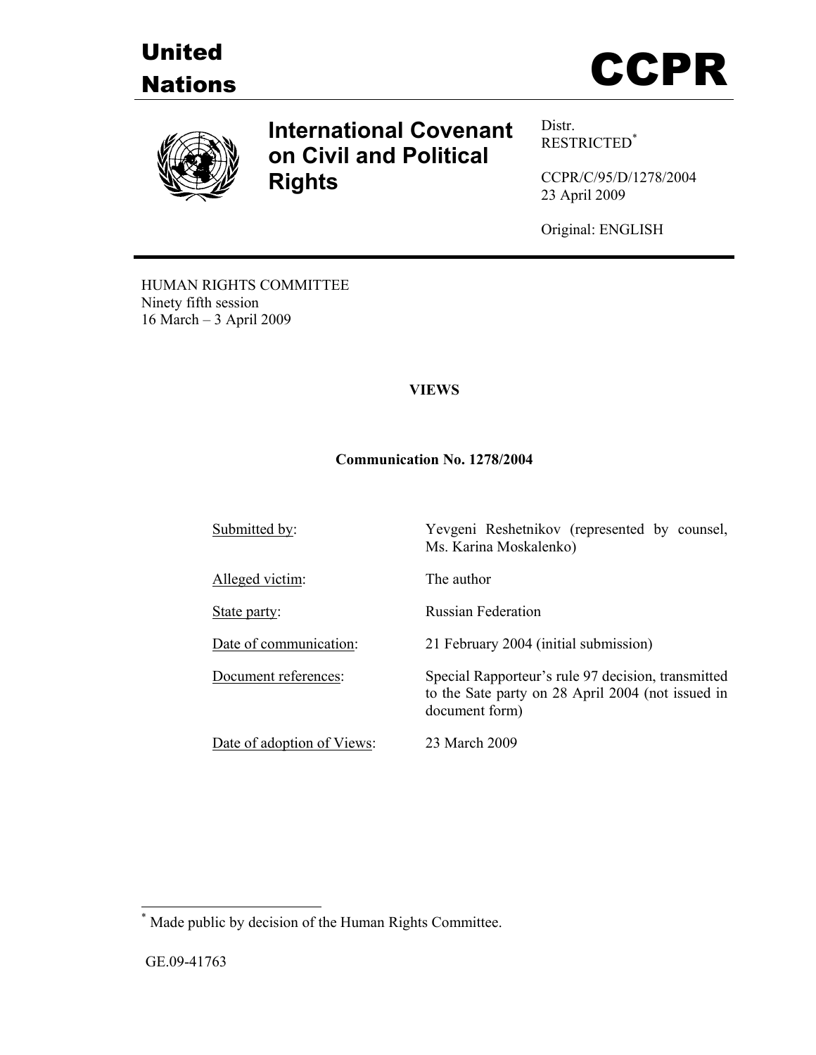United Nations

# CCPR

**International Covenant on Civil and Political Rights**

Distr.
RESTRICTED*

CCPR/C/95/D/1278/2004
23 April 2009

Original: ENGLISH

HUMAN RIGHTS COMMITTEE
Ninety fifth session
16 March – 3 April 2009

## VIEWS

### Communication No. 1278/2004

| | |
|---|---|
| Submitted by: | Yevgeni Reshetnikov (represented by counsel, Ms. Karina Moskalenko) |
| Alleged victim: | The author |
| State party: | Russian Federation |
| Date of communication: | 21 February 2004 (initial submission) |
| Document references: | Special Rapporteur's rule 97 decision, transmitted to the Sate party on 28 April 2004 (not issued in document form) |
| Date of adoption of Views: | 23 March 2009 |

* Made public by decision of the Human Rights Committee.

GE.09-41763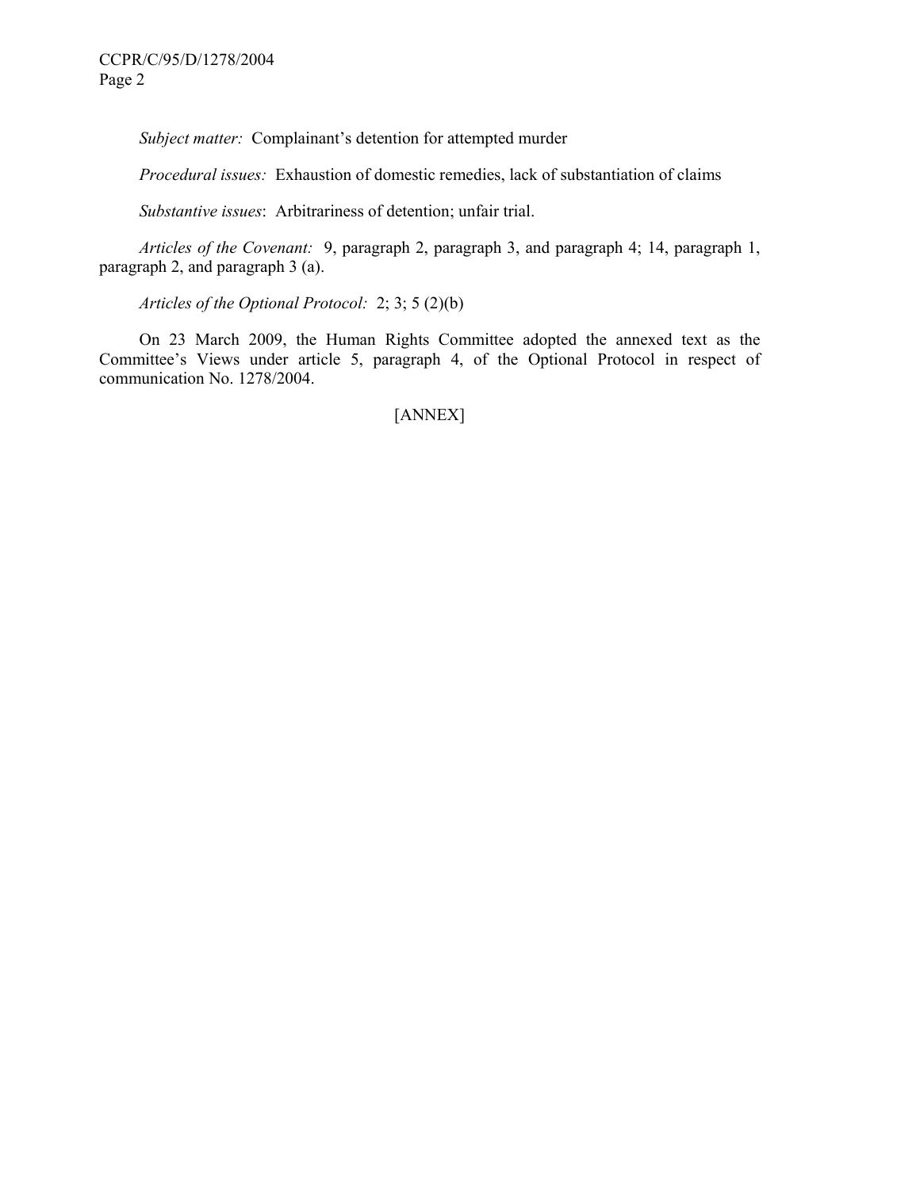*Subject matter:* Complainant's detention for attempted murder

*Procedural issues:* Exhaustion of domestic remedies, lack of substantiation of claims

*Substantive issues*: Arbitrariness of detention; unfair trial.

*Articles of the Covenant:* 9, paragraph 2, paragraph 3, and paragraph 4; 14, paragraph 1, paragraph 2, and paragraph 3 (a).

*Articles of the Optional Protocol:* 2; 3; 5 (2)(b)

On 23 March 2009, the Human Rights Committee adopted the annexed text as the Committee's Views under article 5, paragraph 4, of the Optional Protocol in respect of communication No. 1278/2004.

[ANNEX]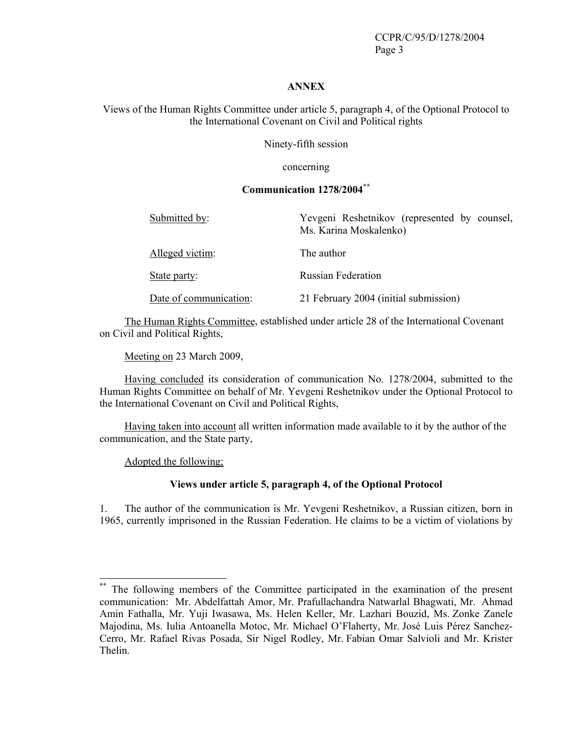**ANNEX**

Views of the Human Rights Committee under article 5, paragraph 4, of the Optional Protocol to the International Covenant on Civil and Political rights

Ninety-fifth session

concerning

**Communication 1278/2004[**]**

| | |
|---|---|
| Submitted by: | Yevgeni Reshetnikov (represented by counsel, Ms. Karina Moskalenko) |
| Alleged victim: | The author |
| State party: | Russian Federation |
| Date of communication: | 21 February 2004 (initial submission) |

The Human Rights Committee, established under article 28 of the International Covenant on Civil and Political Rights,

Meeting on 23 March 2009,

Having concluded its consideration of communication No. 1278/2004, submitted to the Human Rights Committee on behalf of Mr. Yevgeni Reshetnikov under the Optional Protocol to the International Covenant on Civil and Political Rights,

Having taken into account all written information made available to it by the author of the communication, and the State party,

Adopted the following;

**Views under article 5, paragraph 4, of the Optional Protocol**

1. The author of the communication is Mr. Yevgeni Reshetnikov, a Russian citizen, born in 1965, currently imprisoned in the Russian Federation. He claims to be a victim of violations by

[**] The following members of the Committee participated in the examination of the present communication: Mr. Abdelfattah Amor, Mr. Prafullachandra Natwarlal Bhagwati, Mr. Ahmad Amin Fathalla, Mr. Yuji Iwasawa, Ms. Helen Keller, Mr. Lazhari Bouzid, Ms. Zonke Zanele Majodina, Ms. Iulia Antoanella Motoc, Mr. Michael O'Flaherty, Mr. José Luis Pérez Sanchez-Cerro, Mr. Rafael Rivas Posada, Sir Nigel Rodley, Mr. Fabian Omar Salvioli and Mr. Krister Thelin.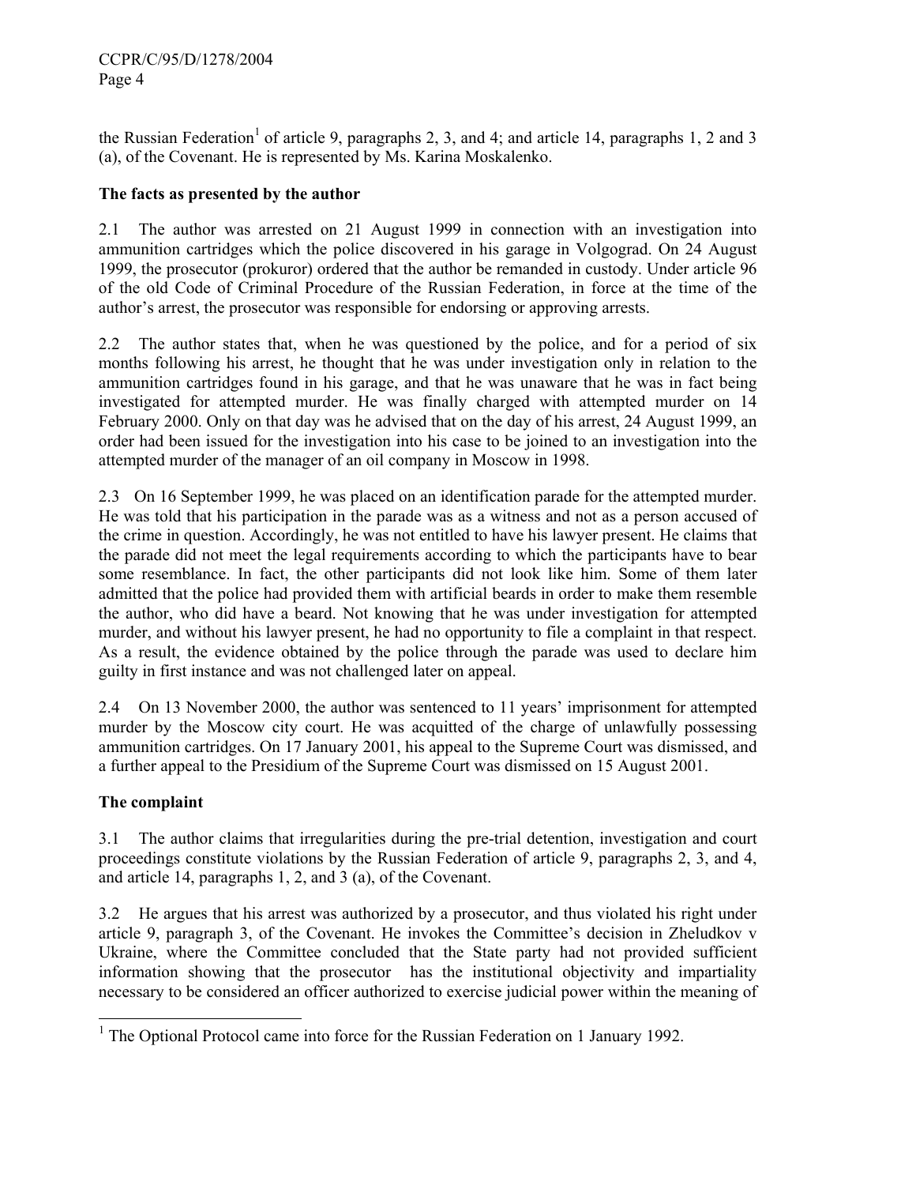the Russian Federation[1] of article 9, paragraphs 2, 3, and 4; and article 14, paragraphs 1, 2 and 3 (a), of the Covenant. He is represented by Ms. Karina Moskalenko.

**The facts as presented by the author**

2.1 The author was arrested on 21 August 1999 in connection with an investigation into ammunition cartridges which the police discovered in his garage in Volgograd. On 24 August 1999, the prosecutor (prokuror) ordered that the author be remanded in custody. Under article 96 of the old Code of Criminal Procedure of the Russian Federation, in force at the time of the author's arrest, the prosecutor was responsible for endorsing or approving arrests.

2.2 The author states that, when he was questioned by the police, and for a period of six months following his arrest, he thought that he was under investigation only in relation to the ammunition cartridges found in his garage, and that he was unaware that he was in fact being investigated for attempted murder. He was finally charged with attempted murder on 14 February 2000. Only on that day was he advised that on the day of his arrest, 24 August 1999, an order had been issued for the investigation into his case to be joined to an investigation into the attempted murder of the manager of an oil company in Moscow in 1998.

2.3 On 16 September 1999, he was placed on an identification parade for the attempted murder. He was told that his participation in the parade was as a witness and not as a person accused of the crime in question. Accordingly, he was not entitled to have his lawyer present. He claims that the parade did not meet the legal requirements according to which the participants have to bear some resemblance. In fact, the other participants did not look like him. Some of them later admitted that the police had provided them with artificial beards in order to make them resemble the author, who did have a beard. Not knowing that he was under investigation for attempted murder, and without his lawyer present, he had no opportunity to file a complaint in that respect. As a result, the evidence obtained by the police through the parade was used to declare him guilty in first instance and was not challenged later on appeal.

2.4 On 13 November 2000, the author was sentenced to 11 years' imprisonment for attempted murder by the Moscow city court. He was acquitted of the charge of unlawfully possessing ammunition cartridges. On 17 January 2001, his appeal to the Supreme Court was dismissed, and a further appeal to the Presidium of the Supreme Court was dismissed on 15 August 2001.

**The complaint**

3.1 The author claims that irregularities during the pre-trial detention, investigation and court proceedings constitute violations by the Russian Federation of article 9, paragraphs 2, 3, and 4, and article 14, paragraphs 1, 2, and 3 (a), of the Covenant.

3.2 He argues that his arrest was authorized by a prosecutor, and thus violated his right under article 9, paragraph 3, of the Covenant. He invokes the Committee's decision in Zheludkov v Ukraine, where the Committee concluded that the State party had not provided sufficient information showing that the prosecutor has the institutional objectivity and impartiality necessary to be considered an officer authorized to exercise judicial power within the meaning of

---

[1] The Optional Protocol came into force for the Russian Federation on 1 January 1992.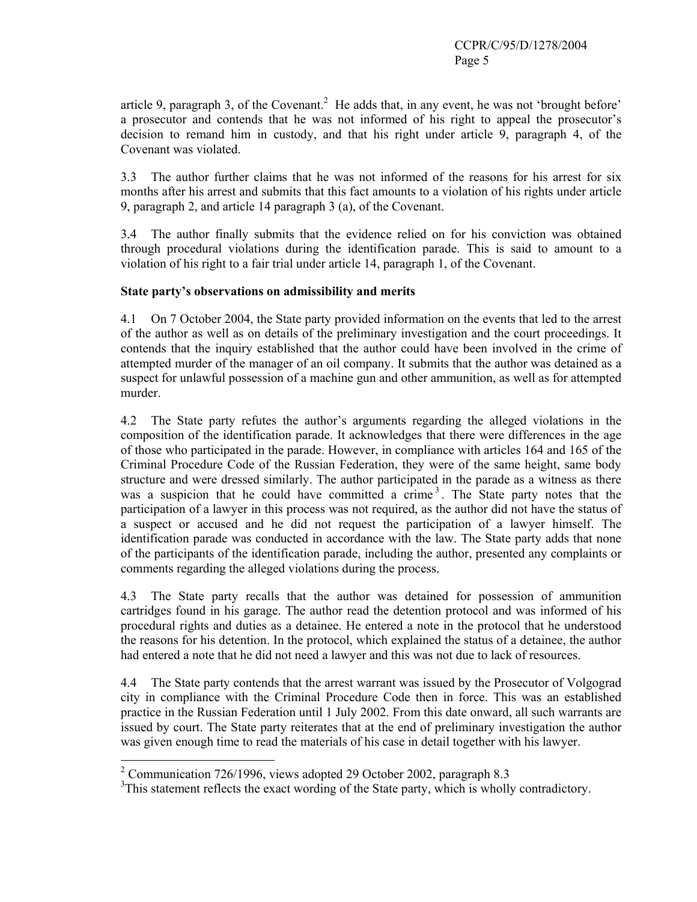article 9, paragraph 3, of the Covenant.[2] He adds that, in any event, he was not 'brought before' a prosecutor and contends that he was not informed of his right to appeal the prosecutor's decision to remand him in custody, and that his right under article 9, paragraph 4, of the Covenant was violated.

3.3 The author further claims that he was not informed of the reasons for his arrest for six months after his arrest and submits that this fact amounts to a violation of his rights under article 9, paragraph 2, and article 14 paragraph 3 (a), of the Covenant.

3.4 The author finally submits that the evidence relied on for his conviction was obtained through procedural violations during the identification parade. This is said to amount to a violation of his right to a fair trial under article 14, paragraph 1, of the Covenant.

**State party's observations on admissibility and merits**

4.1 On 7 October 2004, the State party provided information on the events that led to the arrest of the author as well as on details of the preliminary investigation and the court proceedings. It contends that the inquiry established that the author could have been involved in the crime of attempted murder of the manager of an oil company. It submits that the author was detained as a suspect for unlawful possession of a machine gun and other ammunition, as well as for attempted murder.

4.2 The State party refutes the author's arguments regarding the alleged violations in the composition of the identification parade. It acknowledges that there were differences in the age of those who participated in the parade. However, in compliance with articles 164 and 165 of the Criminal Procedure Code of the Russian Federation, they were of the same height, same body structure and were dressed similarly. The author participated in the parade as a witness as there was a suspicion that he could have committed a crime[3]. The State party notes that the participation of a lawyer in this process was not required, as the author did not have the status of a suspect or accused and he did not request the participation of a lawyer himself. The identification parade was conducted in accordance with the law. The State party adds that none of the participants of the identification parade, including the author, presented any complaints or comments regarding the alleged violations during the process.

4.3 The State party recalls that the author was detained for possession of ammunition cartridges found in his garage. The author read the detention protocol and was informed of his procedural rights and duties as a detainee. He entered a note in the protocol that he understood the reasons for his detention. In the protocol, which explained the status of a detainee, the author had entered a note that he did not need a lawyer and this was not due to lack of resources.

4.4 The State party contends that the arrest warrant was issued by the Prosecutor of Volgograd city in compliance with the Criminal Procedure Code then in force. This was an established practice in the Russian Federation until 1 July 2002. From this date onward, all such warrants are issued by court. The State party reiterates that at the end of preliminary investigation the author was given enough time to read the materials of his case in detail together with his lawyer.

---

[2] Communication 726/1996, views adopted 29 October 2002, paragraph 8.3

[3] This statement reflects the exact wording of the State party, which is wholly contradictory.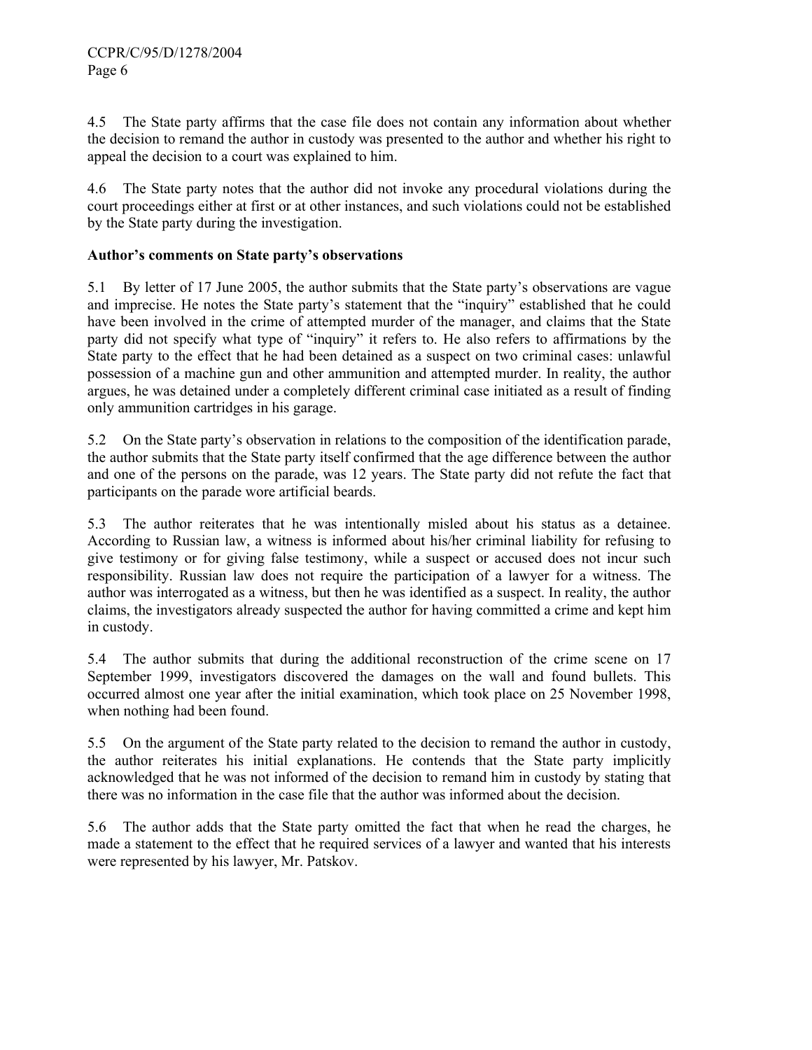4.5 The State party affirms that the case file does not contain any information about whether the decision to remand the author in custody was presented to the author and whether his right to appeal the decision to a court was explained to him.

4.6 The State party notes that the author did not invoke any procedural violations during the court proceedings either at first or at other instances, and such violations could not be established by the State party during the investigation.

**Author's comments on State party's observations**

5.1 By letter of 17 June 2005, the author submits that the State party's observations are vague and imprecise. He notes the State party's statement that the "inquiry" established that he could have been involved in the crime of attempted murder of the manager, and claims that the State party did not specify what type of "inquiry" it refers to. He also refers to affirmations by the State party to the effect that he had been detained as a suspect on two criminal cases: unlawful possession of a machine gun and other ammunition and attempted murder. In reality, the author argues, he was detained under a completely different criminal case initiated as a result of finding only ammunition cartridges in his garage.

5.2 On the State party's observation in relations to the composition of the identification parade, the author submits that the State party itself confirmed that the age difference between the author and one of the persons on the parade, was 12 years. The State party did not refute the fact that participants on the parade wore artificial beards.

5.3 The author reiterates that he was intentionally misled about his status as a detainee. According to Russian law, a witness is informed about his/her criminal liability for refusing to give testimony or for giving false testimony, while a suspect or accused does not incur such responsibility. Russian law does not require the participation of a lawyer for a witness. The author was interrogated as a witness, but then he was identified as a suspect. In reality, the author claims, the investigators already suspected the author for having committed a crime and kept him in custody.

5.4 The author submits that during the additional reconstruction of the crime scene on 17 September 1999, investigators discovered the damages on the wall and found bullets. This occurred almost one year after the initial examination, which took place on 25 November 1998, when nothing had been found.

5.5 On the argument of the State party related to the decision to remand the author in custody, the author reiterates his initial explanations. He contends that the State party implicitly acknowledged that he was not informed of the decision to remand him in custody by stating that there was no information in the case file that the author was informed about the decision.

5.6 The author adds that the State party omitted the fact that when he read the charges, he made a statement to the effect that he required services of a lawyer and wanted that his interests were represented by his lawyer, Mr. Patskov.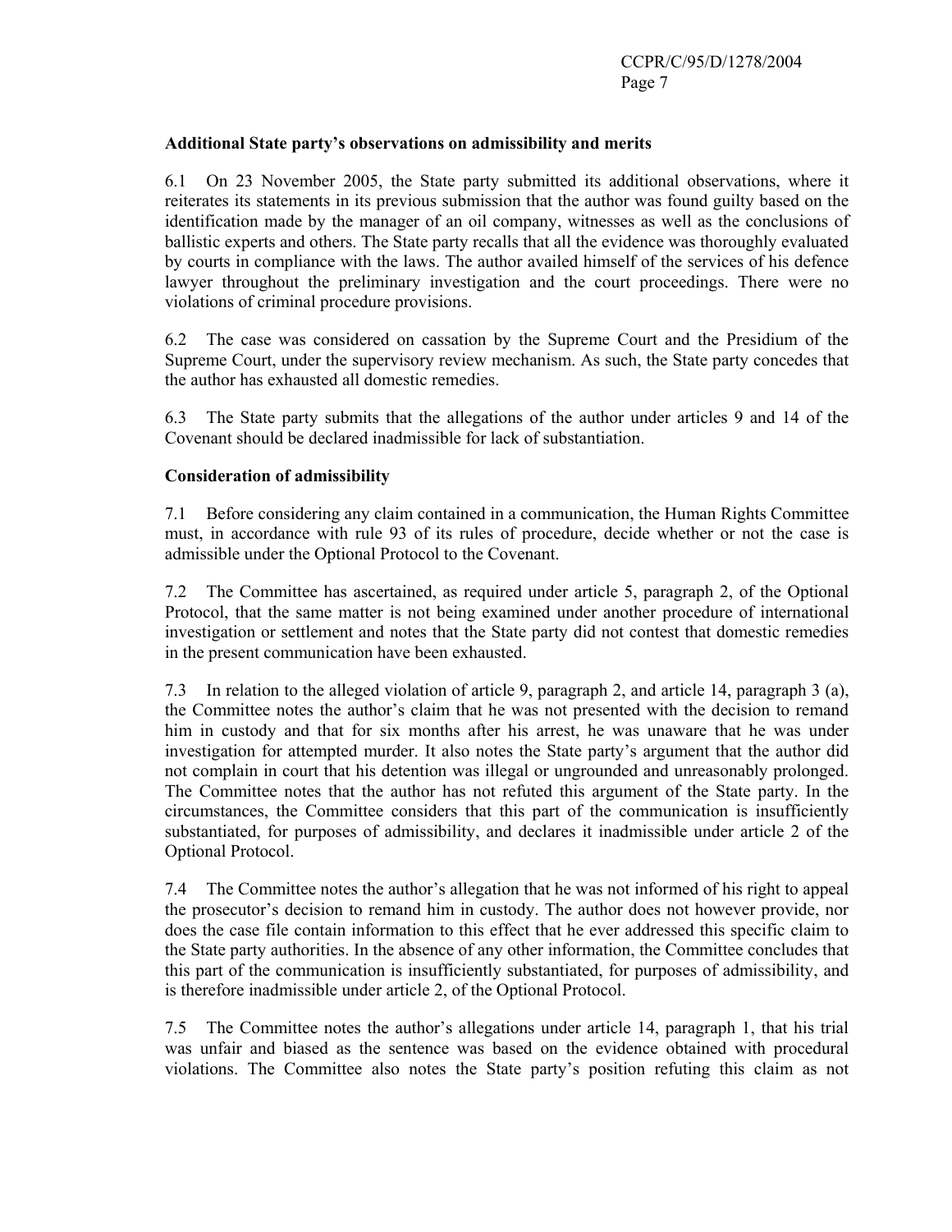**Additional State party's observations on admissibility and merits**

6.1 On 23 November 2005, the State party submitted its additional observations, where it reiterates its statements in its previous submission that the author was found guilty based on the identification made by the manager of an oil company, witnesses as well as the conclusions of ballistic experts and others. The State party recalls that all the evidence was thoroughly evaluated by courts in compliance with the laws. The author availed himself of the services of his defence lawyer throughout the preliminary investigation and the court proceedings. There were no violations of criminal procedure provisions.

6.2 The case was considered on cassation by the Supreme Court and the Presidium of the Supreme Court, under the supervisory review mechanism. As such, the State party concedes that the author has exhausted all domestic remedies.

6.3 The State party submits that the allegations of the author under articles 9 and 14 of the Covenant should be declared inadmissible for lack of substantiation.

**Consideration of admissibility**

7.1 Before considering any claim contained in a communication, the Human Rights Committee must, in accordance with rule 93 of its rules of procedure, decide whether or not the case is admissible under the Optional Protocol to the Covenant.

7.2 The Committee has ascertained, as required under article 5, paragraph 2, of the Optional Protocol, that the same matter is not being examined under another procedure of international investigation or settlement and notes that the State party did not contest that domestic remedies in the present communication have been exhausted.

7.3 In relation to the alleged violation of article 9, paragraph 2, and article 14, paragraph 3 (a), the Committee notes the author's claim that he was not presented with the decision to remand him in custody and that for six months after his arrest, he was unaware that he was under investigation for attempted murder. It also notes the State party's argument that the author did not complain in court that his detention was illegal or ungrounded and unreasonably prolonged. The Committee notes that the author has not refuted this argument of the State party. In the circumstances, the Committee considers that this part of the communication is insufficiently substantiated, for purposes of admissibility, and declares it inadmissible under article 2 of the Optional Protocol.

7.4 The Committee notes the author's allegation that he was not informed of his right to appeal the prosecutor's decision to remand him in custody. The author does not however provide, nor does the case file contain information to this effect that he ever addressed this specific claim to the State party authorities. In the absence of any other information, the Committee concludes that this part of the communication is insufficiently substantiated, for purposes of admissibility, and is therefore inadmissible under article 2, of the Optional Protocol.

7.5 The Committee notes the author's allegations under article 14, paragraph 1, that his trial was unfair and biased as the sentence was based on the evidence obtained with procedural violations. The Committee also notes the State party's position refuting this claim as not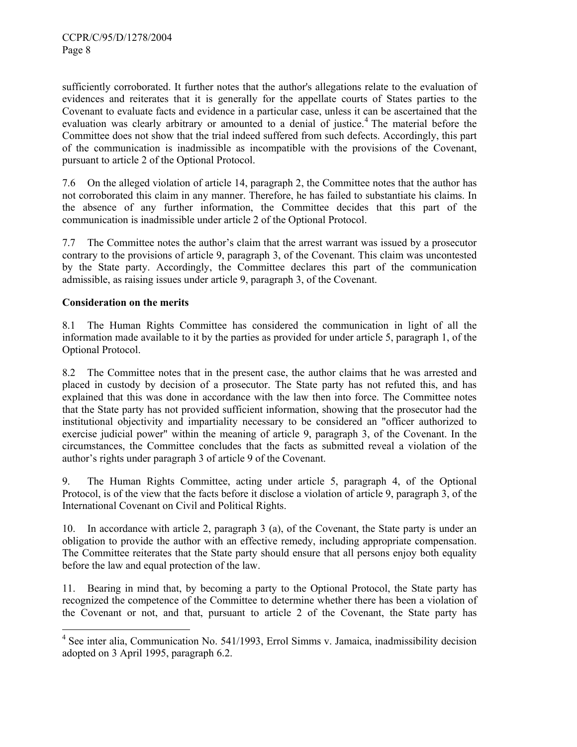sufficiently corroborated. It further notes that the author's allegations relate to the evaluation of evidences and reiterates that it is generally for the appellate courts of States parties to the Covenant to evaluate facts and evidence in a particular case, unless it can be ascertained that the evaluation was clearly arbitrary or amounted to a denial of justice.[4] The material before the Committee does not show that the trial indeed suffered from such defects. Accordingly, this part of the communication is inadmissible as incompatible with the provisions of the Covenant, pursuant to article 2 of the Optional Protocol.

7.6 On the alleged violation of article 14, paragraph 2, the Committee notes that the author has not corroborated this claim in any manner. Therefore, he has failed to substantiate his claims. In the absence of any further information, the Committee decides that this part of the communication is inadmissible under article 2 of the Optional Protocol.

7.7 The Committee notes the author's claim that the arrest warrant was issued by a prosecutor contrary to the provisions of article 9, paragraph 3, of the Covenant. This claim was uncontested by the State party. Accordingly, the Committee declares this part of the communication admissible, as raising issues under article 9, paragraph 3, of the Covenant.

**Consideration on the merits**

8.1 The Human Rights Committee has considered the communication in light of all the information made available to it by the parties as provided for under article 5, paragraph 1, of the Optional Protocol.

8.2 The Committee notes that in the present case, the author claims that he was arrested and placed in custody by decision of a prosecutor. The State party has not refuted this, and has explained that this was done in accordance with the law then into force. The Committee notes that the State party has not provided sufficient information, showing that the prosecutor had the institutional objectivity and impartiality necessary to be considered an "officer authorized to exercise judicial power" within the meaning of article 9, paragraph 3, of the Covenant. In the circumstances, the Committee concludes that the facts as submitted reveal a violation of the author's rights under paragraph 3 of article 9 of the Covenant.

9. The Human Rights Committee, acting under article 5, paragraph 4, of the Optional Protocol, is of the view that the facts before it disclose a violation of article 9, paragraph 3, of the International Covenant on Civil and Political Rights.

10. In accordance with article 2, paragraph 3 (a), of the Covenant, the State party is under an obligation to provide the author with an effective remedy, including appropriate compensation. The Committee reiterates that the State party should ensure that all persons enjoy both equality before the law and equal protection of the law.

11. Bearing in mind that, by becoming a party to the Optional Protocol, the State party has recognized the competence of the Committee to determine whether there has been a violation of the Covenant or not, and that, pursuant to article 2 of the Covenant, the State party has

[4] See inter alia, Communication No. 541/1993, Errol Simms v. Jamaica, inadmissibility decision adopted on 3 April 1995, paragraph 6.2.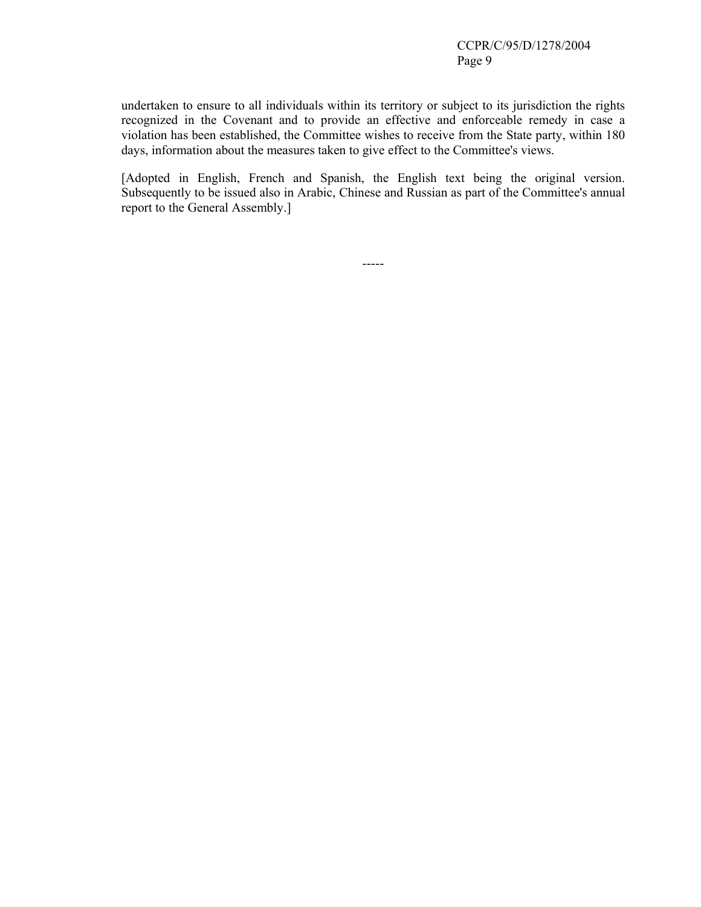undertaken to ensure to all individuals within its territory or subject to its jurisdiction the rights recognized in the Covenant and to provide an effective and enforceable remedy in case a violation has been established, the Committee wishes to receive from the State party, within 180 days, information about the measures taken to give effect to the Committee's views.

[Adopted in English, French and Spanish, the English text being the original version. Subsequently to be issued also in Arabic, Chinese and Russian as part of the Committee's annual report to the General Assembly.]

-----